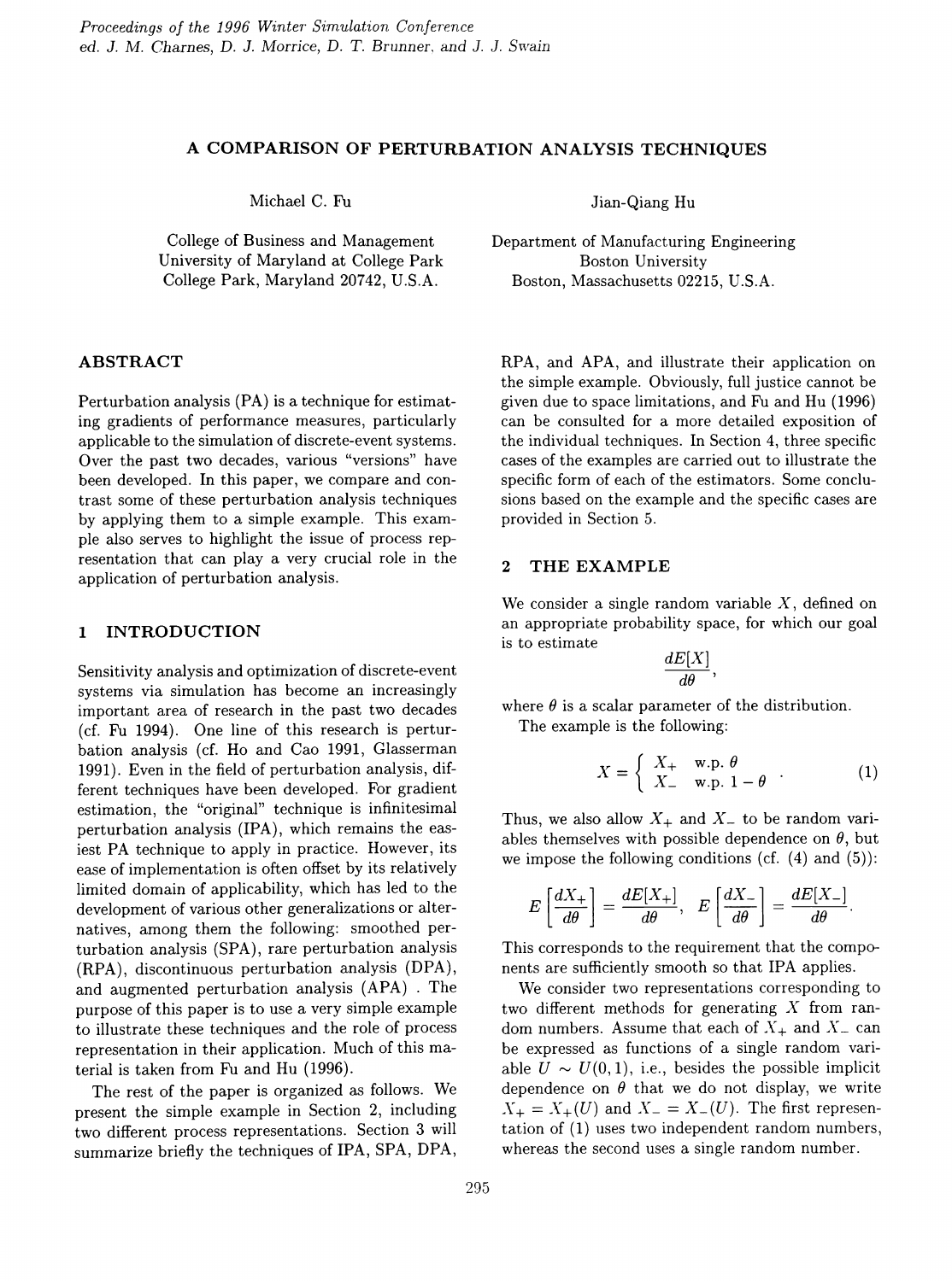# A COMPARISON OF PERTURBATION ANALYSIS TECHNIQUES

Michael C. Fu

College of Business and Management
University of Maryland at College Park
College Park, Maryland 20742, U.S.A.

Jian-Qiang Hu

Department of Manufacturing Engineering
Boston University
Boston, Massachusetts 02215, U.S.A.

## ABSTRACT

Perturbation analysis (PA) is a technique for estimating gradients of performance measures, particularly applicable to the simulation of discrete-event systems. Over the past two decades, various "versions" have been developed. In this paper, we compare and contrast some of these perturbation analysis techniques by applying them to a simple example. This example also serves to highlight the issue of process representation that can play a very crucial role in the application of perturbation analysis.

## 1 INTRODUCTION

Sensitivity analysis and optimization of discrete-event systems via simulation has become an increasingly important area of research in the past two decades (cf. Fu 1994). One line of this research is perturbation analysis (cf. Ho and Cao 1991, Glasserman 1991). Even in the field of perturbation analysis, different techniques have been developed. For gradient estimation, the "original" technique is infinitesimal perturbation analysis (IPA), which remains the easiest PA technique to apply in practice. However, its ease of implementation is often offset by its relatively limited domain of applicability, which has led to the development of various other generalizations or alternatives, among them the following: smoothed perturbation analysis (SPA), rare perturbation analysis (RPA), discontinuous perturbation analysis (DPA), and augmented perturbation analysis (APA) . The purpose of this paper is to use a very simple example to illustrate these techniques and the role of process representation in their application. Much of this material is taken from Fu and Hu (1996).

The rest of the paper is organized as follows. We present the simple example in Section 2, including two different process representations. Section 3 will summarize briefly the techniques of IPA, SPA, DPA, RPA, and APA, and illustrate their application on the simple example. Obviously, full justice cannot be given due to space limitations, and Fu and Hu (1996) can be consulted for a more detailed exposition of the individual techniques. In Section 4, three specific cases of the examples are carried out to illustrate the specific form of each of the estimators. Some conclusions based on the example and the specific cases are provided in Section 5.

## 2 THE EXAMPLE

We consider a single random variable $X$, defined on an appropriate probability space, for which our goal is to estimate

$$\frac{dE[X]}{d\theta},$$

where $\theta$ is a scalar parameter of the distribution.

The example is the following:

$$X = \begin{cases} X_+ & \text{w.p. } \theta \\ X_- & \text{w.p. } 1-\theta \end{cases}. \tag{1}$$

Thus, we also allow $X_+$ and $X_-$ to be random variables themselves with possible dependence on $\theta$, but we impose the following conditions (cf. (4) and (5)):

$$E\left[\frac{dX_+}{d\theta}\right] = \frac{dE[X_+]}{d\theta}, \quad E\left[\frac{dX_-}{d\theta}\right] = \frac{dE[X_-]}{d\theta}.$$

This corresponds to the requirement that the components are sufficiently smooth so that IPA applies.

We consider two representations corresponding to two different methods for generating $X$ from random numbers. Assume that each of $X_+$ and $X_-$ can be expressed as functions of a single random variable $U \sim U(0,1)$, i.e., besides the possible implicit dependence on $\theta$ that we do not display, we write $X_+ = X_+(U)$ and $X_- = X_-(U)$. The first representation of (1) uses two independent random numbers, whereas the second uses a single random number.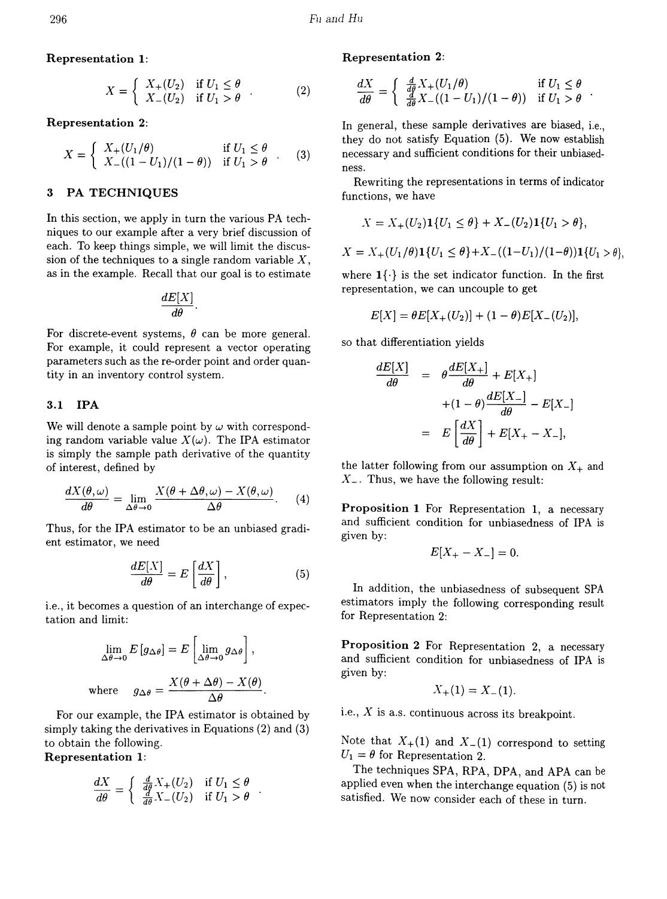**Representation 1**:

$$X = \begin{cases} X_+(U_2) & \text{if } U_1 \le \theta \\ X_-(U_2) & \text{if } U_1 > \theta \end{cases}. \tag{2}$$

**Representation 2**:

$$X = \begin{cases} X_+(U_1/\theta) & \text{if } U_1 \le \theta \\ X_-((1-U_1)/(1-\theta)) & \text{if } U_1 > \theta \end{cases}. \tag{3}$$

## 3 PA TECHNIQUES

In this section, we apply in turn the various PA techniques to our example after a very brief discussion of each. To keep things simple, we will limit the discussion of the techniques to a single random variable $X$, as in the example. Recall that our goal is to estimate

$$\frac{dE[X]}{d\theta}.$$

For discrete-event systems, $\theta$ can be more general. For example, it could represent a vector operating parameters such as the re-order point and order quantity in an inventory control system.

### 3.1 IPA

We will denote a sample point by $\omega$ with corresponding random variable value $X(\omega)$. The IPA estimator is simply the sample path derivative of the quantity of interest, defined by

$$\frac{dX(\theta,\omega)}{d\theta} = \lim_{\Delta\theta \to 0} \frac{X(\theta+\Delta\theta,\omega) - X(\theta,\omega)}{\Delta\theta}. \tag{4}$$

Thus, for the IPA estimator to be an unbiased gradient estimator, we need

$$\frac{dE[X]}{d\theta} = E\left[\frac{dX}{d\theta}\right], \tag{5}$$

i.e., it becomes a question of an interchange of expectation and limit:

$$\lim_{\Delta\theta \to 0} E\left[g_{\Delta\theta}\right] = E\left[\lim_{\Delta\theta \to 0} g_{\Delta\theta}\right],$$

$$\text{where} \quad g_{\Delta\theta} = \frac{X(\theta+\Delta\theta) - X(\theta)}{\Delta\theta}.$$

For our example, the IPA estimator is obtained by simply taking the derivatives in Equations (2) and (3) to obtain the following.

**Representation 1**:

$$\frac{dX}{d\theta} = \begin{cases} \frac{d}{d\theta}X_+(U_2) & \text{if } U_1 \le \theta \\ \frac{d}{d\theta}X_-(U_2) & \text{if } U_1 > \theta \end{cases}.$$

**Representation 2**:

$$\frac{dX}{d\theta} = \begin{cases} \frac{d}{d\theta}X_+(U_1/\theta) & \text{if } U_1 \le \theta \\ \frac{d}{d\theta}X_-((1-U_1)/(1-\theta)) & \text{if } U_1 > \theta \end{cases}.$$

In general, these sample derivatives are biased, i.e., they do not satisfy Equation (5). We now establish necessary and sufficient conditions for their unbiasedness.

Rewriting the representations in terms of indicator functions, we have

$$X = X_+(U_2)\mathbf{1}\{U_1 \le \theta\} + X_-(U_2)\mathbf{1}\{U_1 > \theta\},$$

$$X = X_+(U_1/\theta)\mathbf{1}\{U_1 \le \theta\} + X_-((1-U_1)/(1-\theta))\mathbf{1}\{U_1 > \theta\},$$

where $\mathbf{1}\{\cdot\}$ is the set indicator function. In the first representation, we can uncouple to get

$$E[X] = \theta E[X_+(U_2)] + (1-\theta)E[X_-(U_2)],$$

so that differentiation yields

$$\begin{aligned} \frac{dE[X]}{d\theta} &= \theta\frac{dE[X_+]}{d\theta} + E[X_+] \\ &\quad + (1-\theta)\frac{dE[X_-]}{d\theta} - E[X_-] \\ &= E\left[\frac{dX}{d\theta}\right] + E[X_+ - X_-], \end{aligned}$$

the latter following from our assumption on $X_+$ and $X_-$. Thus, we have the following result:

**Proposition 1** For Representation 1, a necessary and sufficient condition for unbiasedness of IPA is given by:

$$E[X_+ - X_-] = 0.$$

In addition, the unbiasedness of subsequent SPA estimators imply the following corresponding result for Representation 2:

**Proposition 2** For Representation 2, a necessary and sufficient condition for unbiasedness of IPA is given by:

$$X_+(1) = X_-(1).$$

i.e., $X$ is a.s. continuous across its breakpoint.

Note that $X_+(1)$ and $X_-(1)$ correspond to setting $U_1 = \theta$ for Representation 2.

The techniques SPA, RPA, DPA, and APA can be applied even when the interchange equation (5) is not satisfied. We now consider each of these in turn.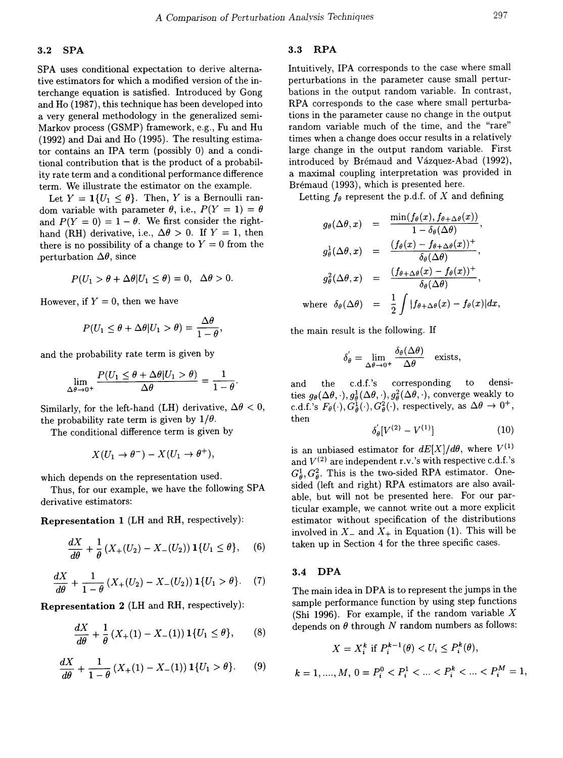### 3.2 SPA

SPA uses conditional expectation to derive alternative estimators for which a modified version of the interchange equation is satisfied. Introduced by Gong and Ho (1987), this technique has been developed into a very general methodology in the generalized semi-Markov process (GSMP) framework, e.g., Fu and Hu (1992) and Dai and Ho (1995). The resulting estimator contains an IPA term (possibly 0) and a conditional contribution that is the product of a probability rate term and a conditional performance difference term. We illustrate the estimator on the example.

Let $Y = \mathbf{1}\{U_1 \leq \theta\}$. Then, $Y$ is a Bernoulli random variable with parameter $\theta$, i.e., $P(Y = 1) = \theta$ and $P(Y = 0) = 1 - \theta$. We first consider the right-hand (RH) derivative, i.e., $\Delta\theta > 0$. If $Y = 1$, then there is no possibility of a change to $Y = 0$ from the perturbation $\Delta\theta$, since

$$P(U_1 > \theta + \Delta\theta | U_1 \leq \theta) = 0, \quad \Delta\theta > 0.$$

However, if $Y = 0$, then we have

$$P(U_1 \leq \theta + \Delta\theta | U_1 > \theta) = \frac{\Delta\theta}{1-\theta},$$

and the probability rate term is given by

$$\lim_{\Delta\theta \to 0^+} \frac{P(U_1 \leq \theta + \Delta\theta | U_1 > \theta)}{\Delta\theta} = \frac{1}{1-\theta}.$$

Similarly, for the left-hand (LH) derivative, $\Delta\theta < 0$, the probability rate term is given by $1/\theta$.

The conditional difference term is given by

$$X(U_1 \to \theta^-) - X(U_1 \to \theta^+),$$

which depends on the representation used.

Thus, for our example, we have the following SPA derivative estimators:

**Representation 1** (LH and RH, respectively):

$$\frac{dX}{d\theta} + \frac{1}{\theta}\left(X_+(U_2) - X_-(U_2)\right)\mathbf{1}\{U_1 \leq \theta\}, \quad (6)$$

$$\frac{dX}{d\theta} + \frac{1}{1-\theta}\left(X_+(U_2) - X_-(U_2)\right)\mathbf{1}\{U_1 > \theta\}. \quad (7)$$

**Representation 2** (LH and RH, respectively):

$$\frac{dX}{d\theta} + \frac{1}{\theta}\left(X_+(1) - X_-(1)\right)\mathbf{1}\{U_1 \leq \theta\}, \quad (8)$$

$$\frac{dX}{d\theta} + \frac{1}{1-\theta}\left(X_+(1) - X_-(1)\right)\mathbf{1}\{U_1 > \theta\}. \quad (9)$$

### 3.3 RPA

Intuitively, IPA corresponds to the case where small perturbations in the parameter cause small perturbations in the output random variable. In contrast, RPA corresponds to the case where small perturbations in the parameter cause no change in the output random variable much of the time, and the "rare" times when a change does occur results in a relatively large change in the output random variable. First introduced by Brémaud and Vázquez-Abad (1992), a maximal coupling interpretation was provided in Brémaud (1993), which is presented here.

Letting $f_\theta$ represent the p.d.f. of $X$ and defining

$$g_\theta(\Delta\theta, x) = \frac{\min(f_\theta(x), f_{\theta+\Delta\theta}(x))}{1 - \delta_\theta(\Delta\theta)},$$

$$g_\theta^1(\Delta\theta, x) = \frac{(f_\theta(x) - f_{\theta+\Delta\theta}(x))^+}{\delta_\theta(\Delta\theta)},$$

$$g_\theta^2(\Delta\theta, x) = \frac{(f_{\theta+\Delta\theta}(x) - f_\theta(x))^+}{\delta_\theta(\Delta\theta)},$$

$$\text{where } \delta_\theta(\Delta\theta) = \frac{1}{2}\int |f_{\theta+\Delta\theta}(x) - f_\theta(x)| dx,$$

the main result is the following. If

$$\delta_\theta' = \lim_{\Delta\theta \to 0^+} \frac{\delta_\theta(\Delta\theta)}{\Delta\theta} \quad \text{exists,}$$

and the c.d.f.'s corresponding to densities $g_\theta(\Delta\theta, \cdot), g_\theta^1(\Delta\theta, \cdot), g_\theta^2(\Delta\theta, \cdot)$, converge weakly to c.d.f.'s $F_\theta(\cdot), G_\theta^1(\cdot), G_\theta^2(\cdot)$, respectively, as $\Delta\theta \to 0^+$, then

$$\delta_\theta'[V^{(2)} - V^{(1)}] \quad (10)$$

is an unbiased estimator for $dE[X]/d\theta$, where $V^{(1)}$ and $V^{(2)}$ are independent r.v.'s with respective c.d.f.'s $G_\theta^1, G_\theta^2$. This is the two-sided RPA estimator. One-sided (left and right) RPA estimators are also available, but will not be presented here. For our particular example, we cannot write out a more explicit estimator without specification of the distributions involved in $X_-$ and $X_+$ in Equation (1). This will be taken up in Section 4 for the three specific cases.

### 3.4 DPA

The main idea in DPA is to represent the jumps in the sample performance function by using step functions (Shi 1996). For example, if the random variable $X$ depends on $\theta$ through $N$ random numbers as follows:

$$X = X_i^k \text{ if } P_i^{k-1}(\theta) < U_i \leq P_i^k(\theta),$$

$$k = 1, ..., M, \; 0 = P_i^0 < P_i^1 < ... < P_i^k < ... < P_i^M = 1,$$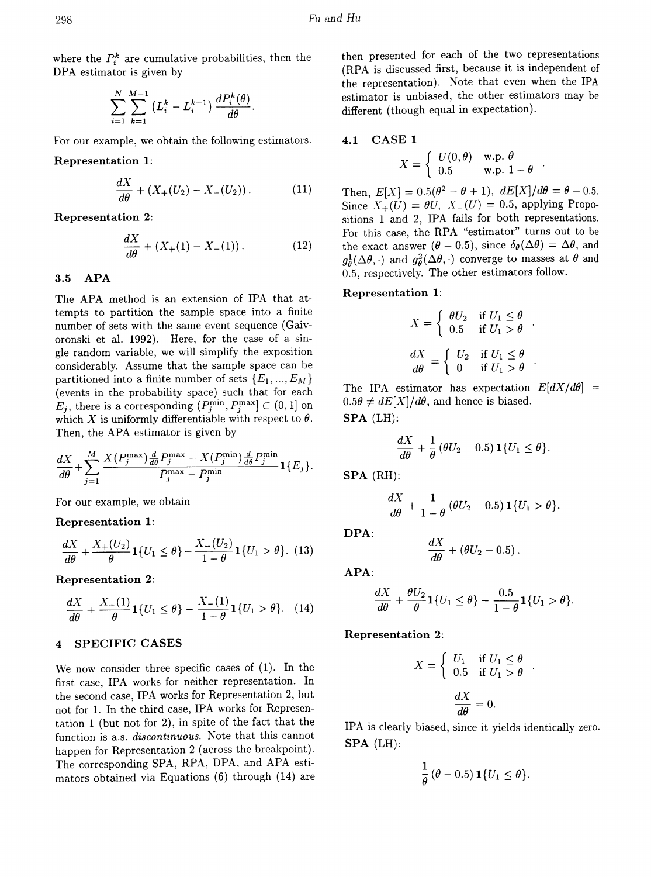where the $P_i^k$ are cumulative probabilities, then the DPA estimator is given by

$$\sum_{i=1}^{N}\sum_{k=1}^{M-1}\left(L_i^k - L_i^{k+1}\right)\frac{dP_i^k(\theta)}{d\theta}.$$

For our example, we obtain the following estimators.

**Representation 1:**

$$\frac{dX}{d\theta} + \left(X_+(U_2) - X_-(U_2)\right). \tag{11}$$

**Representation 2:**

$$\frac{dX}{d\theta} + \left(X_+(1) - X_-(1)\right). \tag{12}$$

### 3.5 APA

The APA method is an extension of IPA that attempts to partition the sample space into a finite number of sets with the same event sequence (Gaivoronski et al. 1992). Here, for the case of a single random variable, we will simplify the exposition considerably. Assume that the sample space can be partitioned into a finite number of sets $\{E_1, ..., E_M\}$ (events in the probability space) such that for each $E_j$, there is a corresponding $(P_j^{\min}, P_j^{\max}] \subset (0,1]$ on which $X$ is uniformly differentiable with respect to $\theta$. Then, the APA estimator is given by

$$\frac{dX}{d\theta} + \sum_{j=1}^{M}\frac{X(P_j^{\max})\frac{d}{d\theta}P_j^{\max} - X(P_j^{\min})\frac{d}{d\theta}P_j^{\min}}{P_j^{\max} - P_j^{\min}}\mathbf{1}\{E_j\}.$$

For our example, we obtain

**Representation 1:**

$$\frac{dX}{d\theta} + \frac{X_+(U_2)}{\theta}\mathbf{1}\{U_1 \le \theta\} - \frac{X_-(U_2)}{1-\theta}\mathbf{1}\{U_1 > \theta\}. \tag{13}$$

**Representation 2:**

$$\frac{dX}{d\theta} + \frac{X_+(1)}{\theta}\mathbf{1}\{U_1 \le \theta\} - \frac{X_-(1)}{1-\theta}\mathbf{1}\{U_1 > \theta\}. \tag{14}$$

## 4 SPECIFIC CASES

We now consider three specific cases of (1). In the first case, IPA works for neither representation. In the second case, IPA works for Representation 2, but not for 1. In the third case, IPA works for Representation 1 (but not for 2), in spite of the fact that the function is a.s. *discontinuous*. Note that this cannot happen for Representation 2 (across the breakpoint). The corresponding SPA, RPA, DPA, and APA estimators obtained via Equations (6) through (14) are then presented for each of the two representations (RPA is discussed first, because it is independent of the representation). Note that even when the IPA estimator is unbiased, the other estimators may be different (though equal in expectation).

### 4.1 CASE 1

$$X = \begin{cases} U(0,\theta) & \text{w.p. } \theta \\ 0.5 & \text{w.p. } 1-\theta \end{cases}.$$

Then, $E[X] = 0.5(\theta^2 - \theta + 1)$, $dE[X]/d\theta = \theta - 0.5$. Since $X_+(U) = \theta U$, $X_-(U) = 0.5$, applying Propositions 1 and 2, IPA fails for both representations. For this case, the RPA "estimator" turns out to be the exact answer ($\theta - 0.5$), since $\delta_\theta(\Delta\theta) = \Delta\theta$, and $g_\theta^1(\Delta\theta, \cdot)$ and $g_\theta^2(\Delta\theta, \cdot)$ converge to masses at $\theta$ and 0.5, respectively. The other estimators follow.

**Representation 1:**

$$X = \begin{cases} \theta U_2 & \text{if } U_1 \le \theta \\ 0.5 & \text{if } U_1 > \theta \end{cases}.$$

$$\frac{dX}{d\theta} = \begin{cases} U_2 & \text{if } U_1 \le \theta \\ 0 & \text{if } U_1 > \theta \end{cases}.$$

The IPA estimator has expectation $E[dX/d\theta] = 0.5\theta \ne dE[X]/d\theta$, and hence is biased.

**SPA** (LH):

$$\frac{dX}{d\theta} + \frac{1}{\theta}(\theta U_2 - 0.5)\mathbf{1}\{U_1 \le \theta\}.$$

**SPA** (RH):

$$\frac{dX}{d\theta} + \frac{1}{1-\theta}(\theta U_2 - 0.5)\mathbf{1}\{U_1 > \theta\}.$$

**DPA**:

$$\frac{dX}{d\theta} + (\theta U_2 - 0.5).$$

**APA**:

$$\frac{dX}{d\theta} + \frac{\theta U_2}{\theta}\mathbf{1}\{U_1 \le \theta\} - \frac{0.5}{1-\theta}\mathbf{1}\{U_1 > \theta\}.$$

**Representation 2:**

$$X = \begin{cases} U_1 & \text{if } U_1 \le \theta \\ 0.5 & \text{if } U_1 > \theta \end{cases}.$$

$$\frac{dX}{d\theta} = 0.$$

IPA is clearly biased, since it yields identically zero.

**SPA** (LH):

$$\frac{1}{\theta}(\theta - 0.5)\mathbf{1}\{U_1 \le \theta\}.$$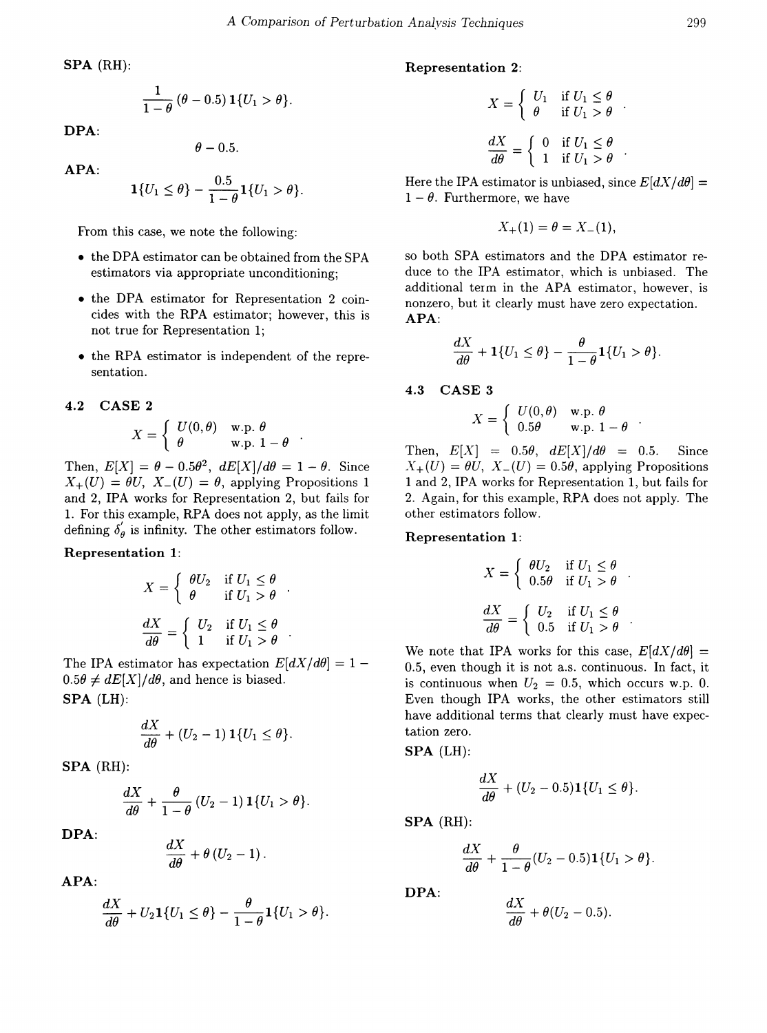**SPA** (RH):

$$\frac{1}{1-\theta}(\theta - 0.5)\,\mathbf{1}\{U_1 > \theta\}.$$

**DPA**:

$$\theta - 0.5.$$

**APA**:

$$\mathbf{1}\{U_1 \le \theta\} - \frac{0.5}{1-\theta}\mathbf{1}\{U_1 > \theta\}.$$

From this case, we note the following:

- the DPA estimator can be obtained from the SPA estimators via appropriate unconditioning;
- the DPA estimator for Representation 2 coincides with the RPA estimator; however, this is not true for Representation 1;
- the RPA estimator is independent of the representation.

### 4.2 CASE 2

$$X = \begin{cases} U(0,\theta) & \text{w.p. } \theta \\ \theta & \text{w.p. } 1-\theta \end{cases}.$$

Then, $E[X] = \theta - 0.5\theta^2$, $dE[X]/d\theta = 1 - \theta$. Since $X_+(U) = \theta U$, $X_-(U) = \theta$, applying Propositions 1 and 2, IPA works for Representation 2, but fails for 1. For this example, RPA does not apply, as the limit defining $\delta_\theta'$ is infinity. The other estimators follow.

**Representation 1**:

$$X = \begin{cases} \theta U_2 & \text{if } U_1 \le \theta \\ \theta & \text{if } U_1 > \theta \end{cases}.$$

$$\frac{dX}{d\theta} = \begin{cases} U_2 & \text{if } U_1 \le \theta \\ 1 & \text{if } U_1 > \theta \end{cases}.$$

The IPA estimator has expectation $E[dX/d\theta] = 1 - 0.5\theta \ne dE[X]/d\theta$, and hence is biased.

**SPA** (LH):

$$\frac{dX}{d\theta} + (U_2 - 1)\,\mathbf{1}\{U_1 \le \theta\}.$$

**SPA** (RH):

$$\frac{dX}{d\theta} + \frac{\theta}{1-\theta}(U_2 - 1)\,\mathbf{1}\{U_1 > \theta\}.$$

**DPA**:

$$\frac{dX}{d\theta} + \theta\,(U_2 - 1).$$

**APA**:

$$\frac{dX}{d\theta} + U_2\mathbf{1}\{U_1 \le \theta\} - \frac{\theta}{1-\theta}\mathbf{1}\{U_1 > \theta\}.$$

**Representation 2**:

$$X = \begin{cases} U_1 & \text{if } U_1 \le \theta \\ \theta & \text{if } U_1 > \theta \end{cases}.$$

$$\frac{dX}{d\theta} = \begin{cases} 0 & \text{if } U_1 \le \theta \\ 1 & \text{if } U_1 > \theta \end{cases}.$$

Here the IPA estimator is unbiased, since $E[dX/d\theta] = 1 - \theta$. Furthermore, we have

$$X_+(1) = \theta = X_-(1),$$

so both SPA estimators and the DPA estimator reduce to the IPA estimator, which is unbiased. The additional term in the APA estimator, however, is nonzero, but it clearly must have zero expectation.

**APA**:

$$\frac{dX}{d\theta} + \mathbf{1}\{U_1 \le \theta\} - \frac{\theta}{1-\theta}\mathbf{1}\{U_1 > \theta\}.$$

### 4.3 CASE 3

$$X = \begin{cases} U(0,\theta) & \text{w.p. } \theta \\ 0.5\theta & \text{w.p. } 1-\theta \end{cases}.$$

Then, $E[X] = 0.5\theta$, $dE[X]/d\theta = 0.5$. Since $X_+(U) = \theta U$, $X_-(U) = 0.5\theta$, applying Propositions 1 and 2, IPA works for Representation 1, but fails for 2. Again, for this example, RPA does not apply. The other estimators follow.

**Representation 1**:

$$X = \begin{cases} \theta U_2 & \text{if } U_1 \le \theta \\ 0.5\theta & \text{if } U_1 > \theta \end{cases}.$$

$$\frac{dX}{d\theta} = \begin{cases} U_2 & \text{if } U_1 \le \theta \\ 0.5 & \text{if } U_1 > \theta \end{cases}.$$

We note that IPA works for this case, $E[dX/d\theta] = 0.5$, even though it is not a.s. continuous. In fact, it is continuous when $U_2 = 0.5$, which occurs w.p. 0. Even though IPA works, the other estimators still have additional terms that clearly must have expectation zero.

**SPA** (LH):

$$\frac{dX}{d\theta} + (U_2 - 0.5)\mathbf{1}\{U_1 \le \theta\}.$$

**SPA** (RH):

$$\frac{dX}{d\theta} + \frac{\theta}{1-\theta}(U_2 - 0.5)\mathbf{1}\{U_1 > \theta\}.$$

**DPA**:

$$\frac{dX}{d\theta} + \theta(U_2 - 0.5).$$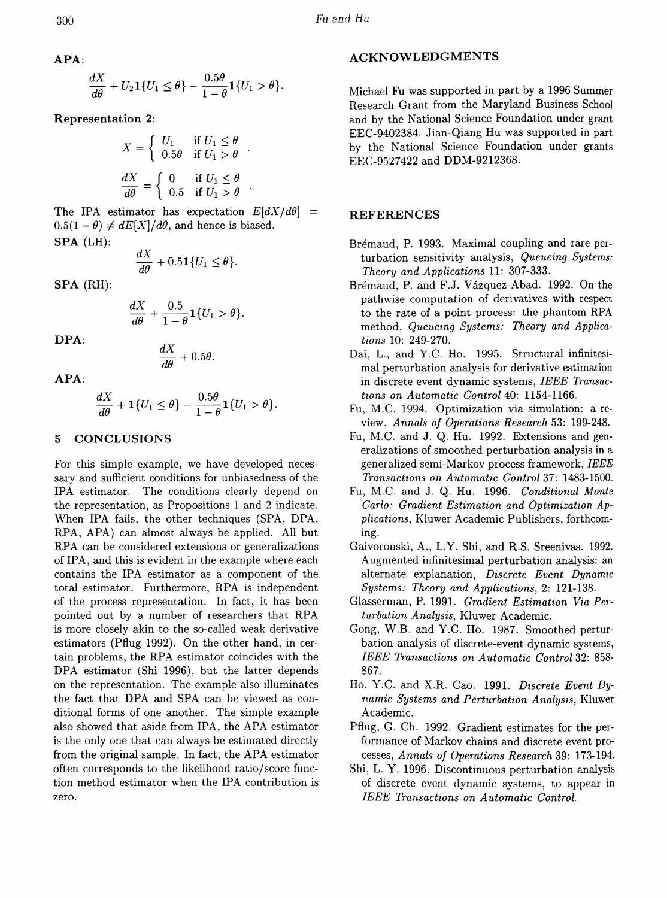**APA**:

$$\frac{dX}{d\theta} + U_2 \mathbf{1}\{U_1 \le \theta\} - \frac{0.5\theta}{1-\theta}\mathbf{1}\{U_1 > \theta\}.$$

**Representation 2**:

$$X = \begin{cases} U_1 & \text{if } U_1 \le \theta \\ 0.5\theta & \text{if } U_1 > \theta \end{cases}.$$

$$\frac{dX}{d\theta} = \begin{cases} 0 & \text{if } U_1 \le \theta \\ 0.5 & \text{if } U_1 > \theta \end{cases}.$$

The IPA estimator has expectation $E[dX/d\theta] = 0.5(1-\theta) \neq dE[X]/d\theta$, and hence is biased.

**SPA** (LH):

$$\frac{dX}{d\theta} + 0.5\mathbf{1}\{U_1 \le \theta\}.$$

**SPA** (RH):

$$\frac{dX}{d\theta} + \frac{0.5}{1-\theta}\mathbf{1}\{U_1 > \theta\}.$$

**DPA**:

$$\frac{dX}{d\theta} + 0.5\theta.$$

**APA**:

$$\frac{dX}{d\theta} + \mathbf{1}\{U_1 \le \theta\} - \frac{0.5\theta}{1-\theta}\mathbf{1}\{U_1 > \theta\}.$$

## 5 CONCLUSIONS

For this simple example, we have developed necessary and sufficient conditions for unbiasedness of the IPA estimator. The conditions clearly depend on the representation, as Propositions 1 and 2 indicate. When IPA fails, the other techniques (SPA, DPA, RPA, APA) can almost always be applied. All but RPA can be considered extensions or generalizations of IPA, and this is evident in the example where each contains the IPA estimator as a component of the total estimator. Furthermore, RPA is independent of the process representation. In fact, it has been pointed out by a number of researchers that RPA is more closely akin to the so-called weak derivative estimators (Pflug 1992). On the other hand, in certain problems, the RPA estimator coincides with the DPA estimator (Shi 1996), but the latter depends on the representation. The example also illuminates the fact that DPA and SPA can be viewed as conditional forms of one another. The simple example also showed that aside from IPA, the APA estimator is the only one that can always be estimated directly from the original sample. In fact, the APA estimator often corresponds to the likelihood ratio/score function method estimator when the IPA contribution is zero.

## ACKNOWLEDGMENTS

Michael Fu was supported in part by a 1996 Summer Research Grant from the Maryland Business School and by the National Science Foundation under grant EEC-9402384. Jian-Qiang Hu was supported in part by the National Science Foundation under grants EEC-9527422 and DDM-9212368.

## REFERENCES

Brémaud, P. 1993. Maximal coupling and rare perturbation sensitivity analysis, *Queueing Systems: Theory and Applications* 11: 307-333.

Brémaud, P. and F.J. Vázquez-Abad. 1992. On the pathwise computation of derivatives with respect to the rate of a point process: the phantom RPA method, *Queueing Systems: Theory and Applications* 10: 249-270.

Dai, L., and Y.C. Ho. 1995. Structural infinitesimal perturbation analysis for derivative estimation in discrete event dynamic systems, *IEEE Transactions on Automatic Control* 40: 1154-1166.

Fu, M.C. 1994. Optimization via simulation: a review. *Annals of Operations Research* 53: 199-248.

Fu, M.C. and J. Q. Hu. 1992. Extensions and generalizations of smoothed perturbation analysis in a generalized semi-Markov process framework, *IEEE Transactions on Automatic Control* 37: 1483-1500.

Fu, M.C. and J. Q. Hu. 1996. *Conditional Monte Carlo: Gradient Estimation and Optimization Applications*, Kluwer Academic Publishers, forthcoming.

Gaivoronski, A., L.Y. Shi, and R.S. Sreenivas. 1992. Augmented infinitesimal perturbation analysis: an alternate explanation, *Discrete Event Dynamic Systems: Theory and Applications*, 2: 121-138.

Glasserman, P. 1991. *Gradient Estimation Via Perturbation Analysis*, Kluwer Academic.

Gong, W.B. and Y.C. Ho. 1987. Smoothed perturbation analysis of discrete-event dynamic systems, *IEEE Transactions on Automatic Control* 32: 858-867.

Ho, Y.C. and X.R. Cao. 1991. *Discrete Event Dynamic Systems and Perturbation Analysis*, Kluwer Academic.

Pflug, G. Ch. 1992. Gradient estimates for the performance of Markov chains and discrete event processes, *Annals of Operations Research* 39: 173-194.

Shi, L. Y. 1996. Discontinuous perturbation analysis of discrete event dynamic systems, to appear in *IEEE Transactions on Automatic Control*.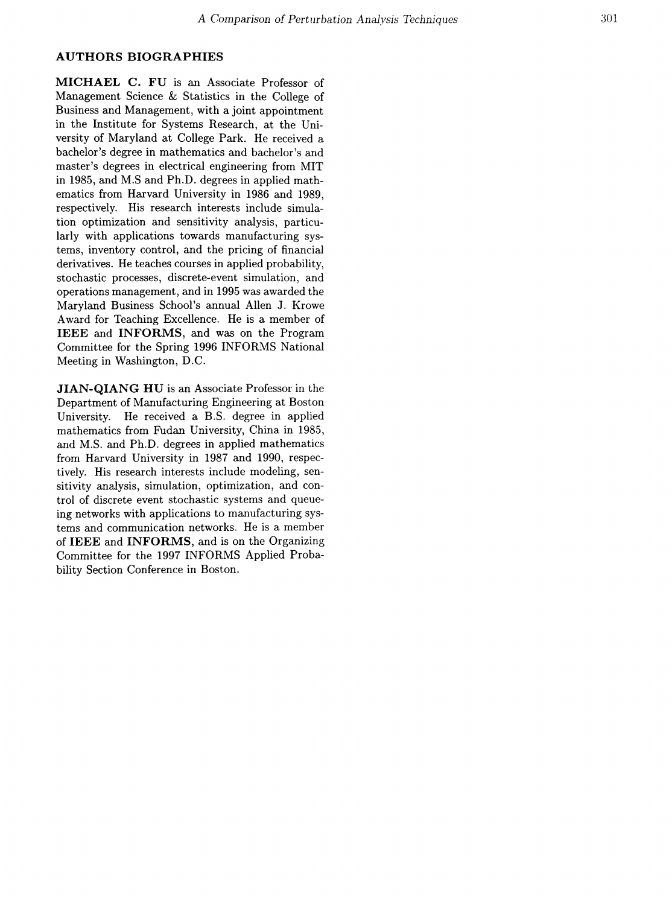## AUTHORS BIOGRAPHIES

**MICHAEL C. FU** is an Associate Professor of Management Science & Statistics in the College of Business and Management, with a joint appointment in the Institute for Systems Research, at the University of Maryland at College Park. He received a bachelor's degree in mathematics and bachelor's and master's degrees in electrical engineering from MIT in 1985, and M.S and Ph.D. degrees in applied mathematics from Harvard University in 1986 and 1989, respectively. His research interests include simulation optimization and sensitivity analysis, particularly with applications towards manufacturing systems, inventory control, and the pricing of financial derivatives. He teaches courses in applied probability, stochastic processes, discrete-event simulation, and operations management, and in 1995 was awarded the Maryland Business School's annual Allen J. Krowe Award for Teaching Excellence. He is a member of **IEEE** and **INFORMS**, and was on the Program Committee for the Spring 1996 INFORMS National Meeting in Washington, D.C.

**JIAN-QIANG HU** is an Associate Professor in the Department of Manufacturing Engineering at Boston University. He received a B.S. degree in applied mathematics from Fudan University, China in 1985, and M.S. and Ph.D. degrees in applied mathematics from Harvard University in 1987 and 1990, respectively. His research interests include modeling, sensitivity analysis, simulation, optimization, and control of discrete event stochastic systems and queueing networks with applications to manufacturing systems and communication networks. He is a member of **IEEE** and **INFORMS**, and is on the Organizing Committee for the 1997 INFORMS Applied Probability Section Conference in Boston.